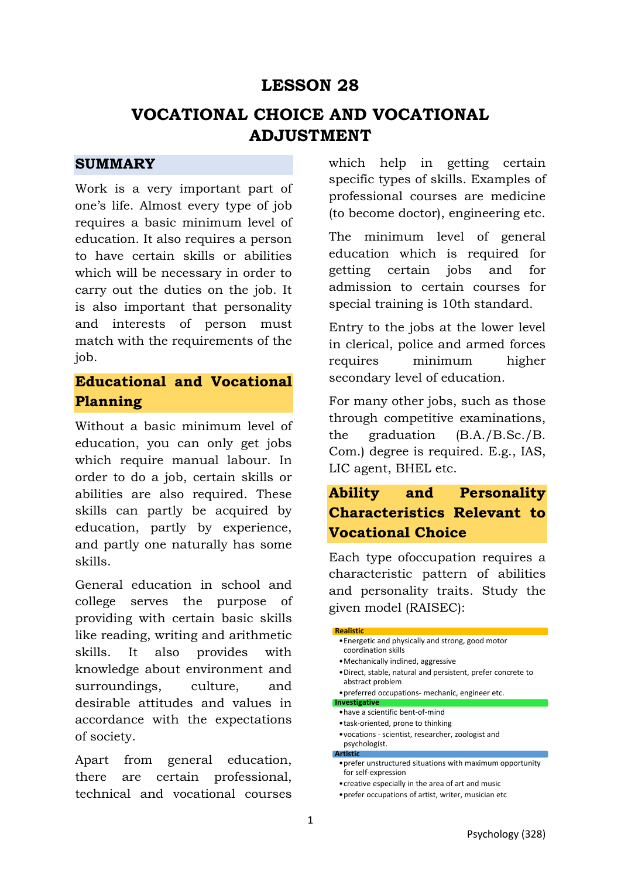# LESSON 28

# VOCATIONAL CHOICE AND VOCATIONAL ADJUSTMENT

## SUMMARY

Work is a very important part of one's life. Almost every type of job requires a basic minimum level of education. It also requires a person to have certain skills or abilities which will be necessary in order to carry out the duties on the job. It is also important that personality and interests of person must match with the requirements of the job.

## Educational and Vocational Planning

Without a basic minimum level of education, you can only get jobs which require manual labour. In order to do a job, certain skills or abilities are also required. These skills can partly be acquired by education, partly by experience, and partly one naturally has some skills.

General education in school and college serves the purpose of providing with certain basic skills like reading, writing and arithmetic skills. It also provides with knowledge about environment and surroundings, culture, and desirable attitudes and values in accordance with the expectations of society.

Apart from general education, there are certain professional, technical and vocational courses which help in getting certain specific types of skills. Examples of professional courses are medicine (to become doctor), engineering etc.

The minimum level of general education which is required for getting certain jobs and for admission to certain courses for special training is 10th standard.

Entry to the jobs at the lower level in clerical, police and armed forces requires minimum higher secondary level of education.

For many other jobs, such as those through competitive examinations, the graduation (B.A./B.Sc./B. Com.) degree is required. E.g., IAS, LIC agent, BHEL etc.

## Ability and Personality Characteristics Relevant to Vocational Choice

Each type ofoccupation requires a characteristic pattern of abilities and personality traits. Study the given model (RAISEC):

**Realistic**

- Energetic and physically and strong, good motor coordination skills
- Mechanically inclined, aggressive
- Direct, stable, natural and persistent, prefer concrete to abstract problem
- preferred occupations- mechanic, engineer etc.

**Investigative**

- have a scientific bent-of-mind
- task-oriented, prone to thinking
- vocations - scientist, researcher, zoologist and psychologist.

**Artistic**

- prefer unstructured situations with maximum opportunity for self-expression
- creative especially in the area of art and music
- prefer occupations of artist, writer, musician etc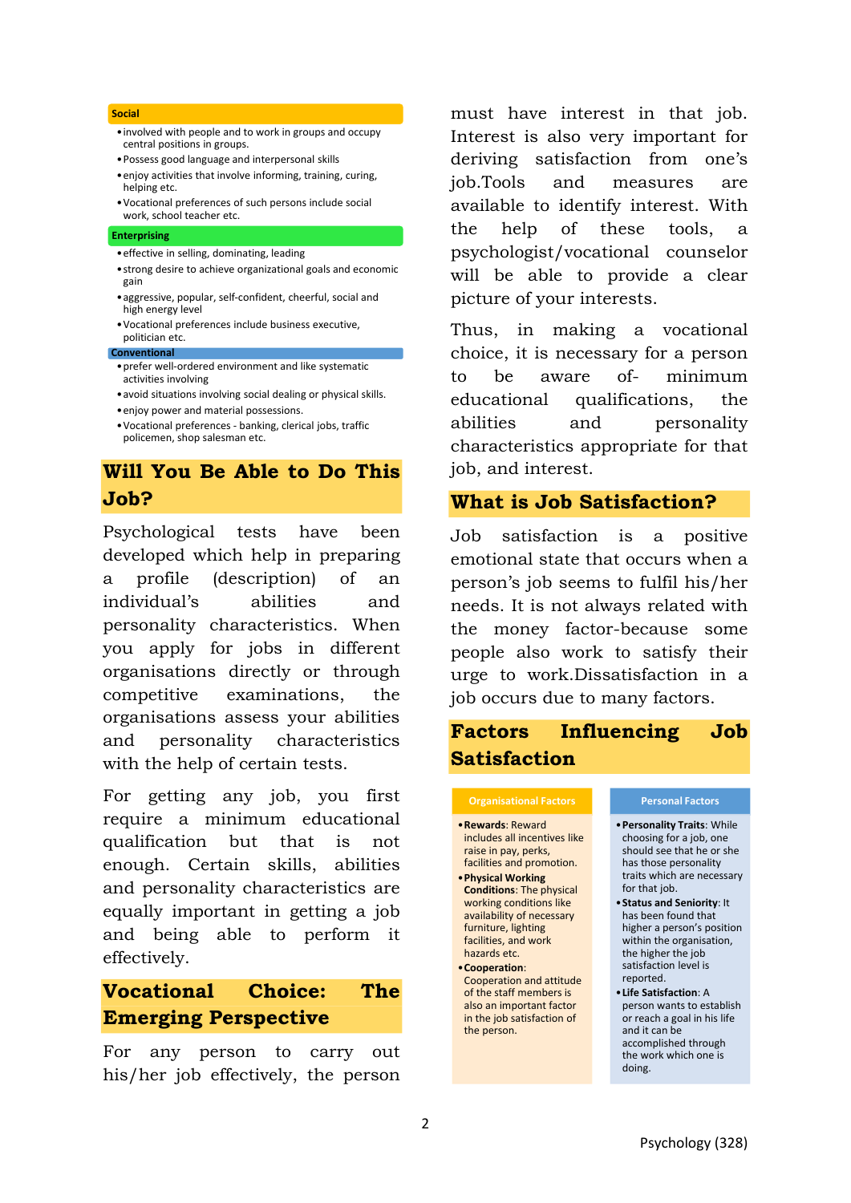**Social**

- involved with people and to work in groups and occupy central positions in groups.
- Possess good language and interpersonal skills
- enjoy activities that involve informing, training, curing, helping etc.
- Vocational preferences of such persons include social work, school teacher etc.

**Enterprising**

- effective in selling, dominating, leading
- strong desire to achieve organizational goals and economic gain
- aggressive, popular, self-confident, cheerful, social and high energy level
- Vocational preferences include business executive, politician etc.

**Conventional**

- prefer well-ordered environment and like systematic activities involving
- avoid situations involving social dealing or physical skills.
- enjoy power and material possessions.
- Vocational preferences - banking, clerical jobs, traffic policemen, shop salesman etc.

## Will You Be Able to Do This Job?

Psychological tests have been developed which help in preparing a profile (description) of an individual's abilities and personality characteristics. When you apply for jobs in different organisations directly or through competitive examinations, the organisations assess your abilities and personality characteristics with the help of certain tests.

For getting any job, you first require a minimum educational qualification but that is not enough. Certain skills, abilities and personality characteristics are equally important in getting a job and being able to perform it effectively.

## Vocational Choice: The Emerging Perspective

For any person to carry out his/her job effectively, the person must have interest in that job. Interest is also very important for deriving satisfaction from one's job.Tools and measures are available to identify interest. With the help of these tools, a psychologist/vocational counselor will be able to provide a clear picture of your interests.

Thus, in making a vocational choice, it is necessary for a person to be aware of- minimum educational qualifications, the abilities and personality characteristics appropriate for that job, and interest.

## What is Job Satisfaction?

Job satisfaction is a positive emotional state that occurs when a person's job seems to fulfil his/her needs. It is not always related with the money factor-because some people also work to satisfy their urge to work.Dissatisfaction in a job occurs due to many factors.

## Factors Influencing Job Satisfaction

| Organisational Factors | Personal Factors |
|---|---|
| • **Rewards**: Reward includes all incentives like raise in pay, perks, facilities and promotion.<br>• **Physical Working Conditions**: The physical working conditions like availability of necessary furniture, lighting facilities, and work hazards etc.<br>• **Cooperation**: Cooperation and attitude of the staff members is also an important factor in the job satisfaction of the person. | • **Personality Traits**: While choosing for a job, one should see that he or she has those personality traits which are necessary for that job.<br>• **Status and Seniority**: It has been found that higher a person's position within the organisation, the higher the job satisfaction level is reported.<br>• **Life Satisfaction**: A person wants to establish or reach a goal in his life and it can be accomplished through the work which one is doing. |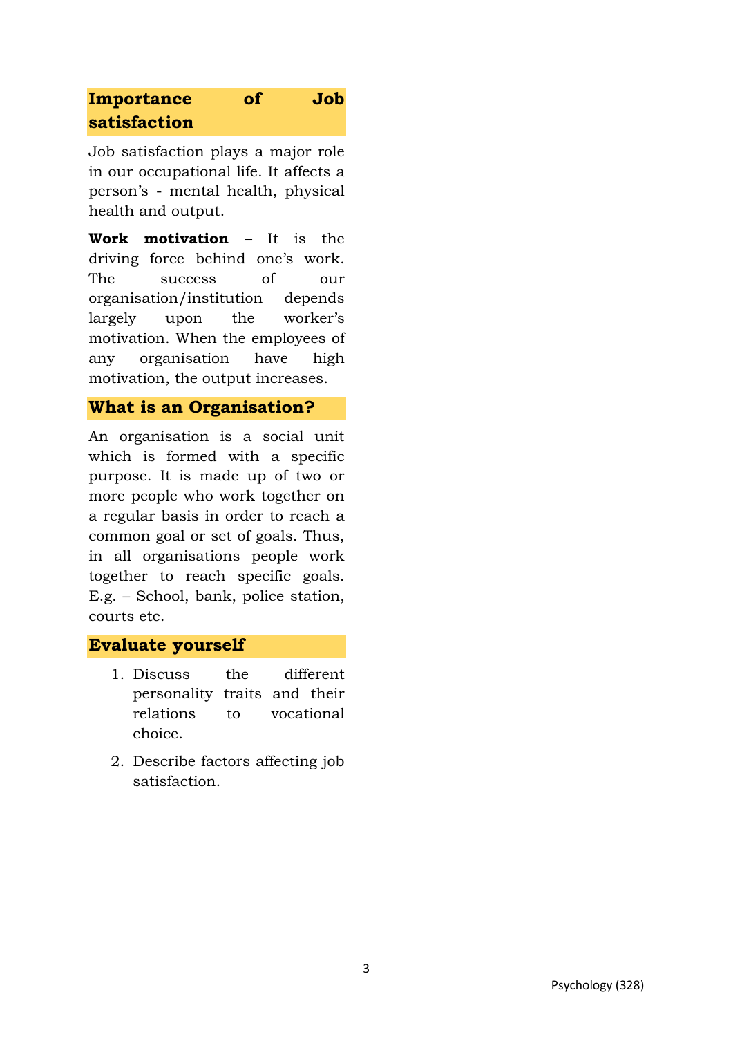## Importance of Job satisfaction

Job satisfaction plays a major role in our occupational life. It affects a person's - mental health, physical health and output.

**Work motivation** – It is the driving force behind one's work. The success of our organisation/institution depends largely upon the worker's motivation. When the employees of any organisation have high motivation, the output increases.

## What is an Organisation?

An organisation is a social unit which is formed with a specific purpose. It is made up of two or more people who work together on a regular basis in order to reach a common goal or set of goals. Thus, in all organisations people work together to reach specific goals. E.g. – School, bank, police station, courts etc.

## Evaluate yourself

1. Discuss the different personality traits and their relations to vocational choice.
2. Describe factors affecting job satisfaction.